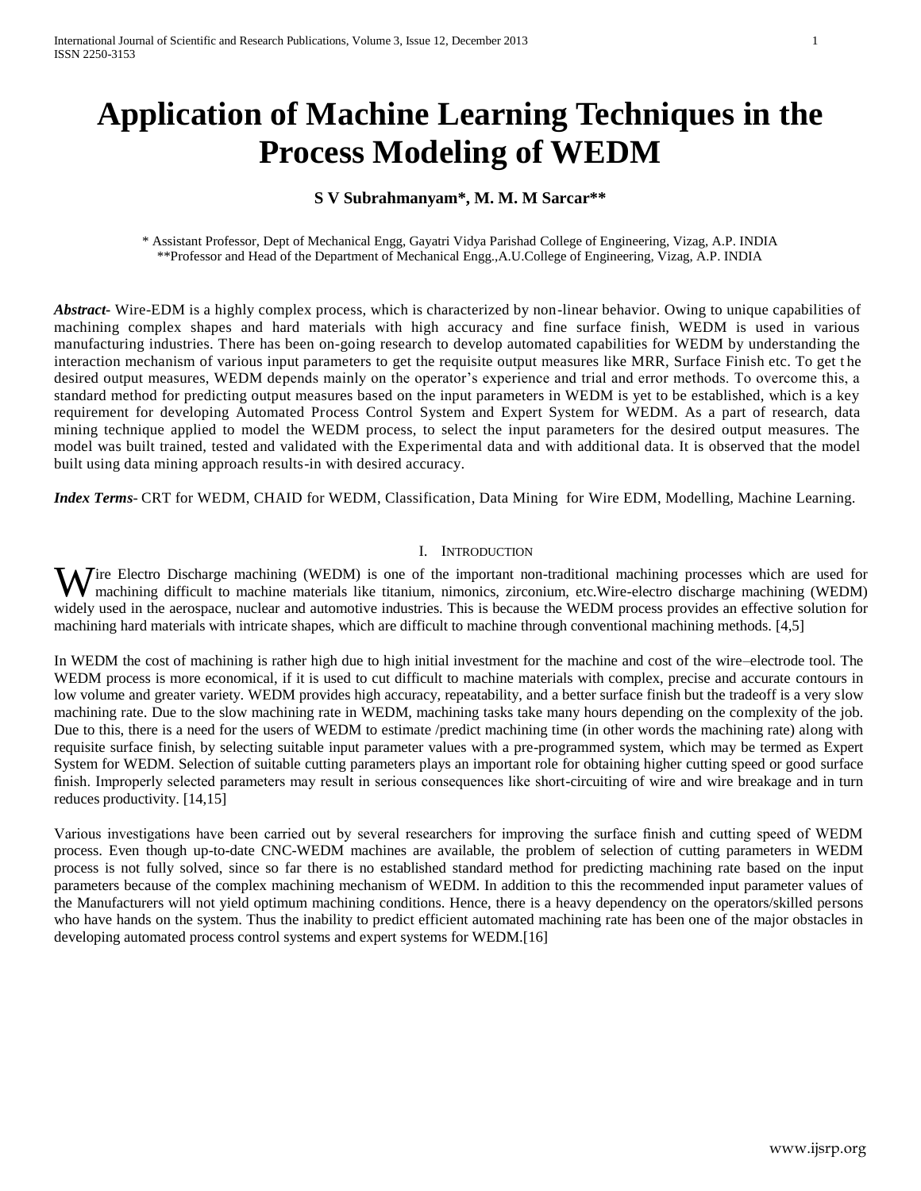# Application of Machine Learning Techniques in the Process Modeling of WEDM

**S V Subrahmanyam\*, M. M. M Sarcar\*\***

\* Assistant Professor, Dept of Mechanical Engg, Gayatri Vidya Parishad College of Engineering, Vizag, A.P. INDIA
\*\*Professor and Head of the Department of Mechanical Engg.,A.U.College of Engineering, Vizag, A.P. INDIA

***Abstract***- Wire-EDM is a highly complex process, which is characterized by non-linear behavior. Owing to unique capabilities of machining complex shapes and hard materials with high accuracy and fine surface finish, WEDM is used in various manufacturing industries. There has been on-going research to develop automated capabilities for WEDM by understanding the interaction mechanism of various input parameters to get the requisite output measures like MRR, Surface Finish etc. To get the desired output measures, WEDM depends mainly on the operator's experience and trial and error methods. To overcome this, a standard method for predicting output measures based on the input parameters in WEDM is yet to be established, which is a key requirement for developing Automated Process Control System and Expert System for WEDM. As a part of research, data mining technique applied to model the WEDM process, to select the input parameters for the desired output measures. The model was built trained, tested and validated with the Experimental data and with additional data. It is observed that the model built using data mining approach results-in with desired accuracy.

***Index Terms***- CRT for WEDM, CHAID for WEDM, Classification, Data Mining for Wire EDM, Modelling, Machine Learning.

## I. Introduction

Wire Electro Discharge machining (WEDM) is one of the important non-traditional machining processes which are used for machining difficult to machine materials like titanium, nimonics, zirconium, etc.Wire-electro discharge machining (WEDM) widely used in the aerospace, nuclear and automotive industries. This is because the WEDM process provides an effective solution for machining hard materials with intricate shapes, which are difficult to machine through conventional machining methods. [4,5]

In WEDM the cost of machining is rather high due to high initial investment for the machine and cost of the wire–electrode tool. The WEDM process is more economical, if it is used to cut difficult to machine materials with complex, precise and accurate contours in low volume and greater variety. WEDM provides high accuracy, repeatability, and a better surface finish but the tradeoff is a very slow machining rate. Due to the slow machining rate in WEDM, machining tasks take many hours depending on the complexity of the job. Due to this, there is a need for the users of WEDM to estimate /predict machining time (in other words the machining rate) along with requisite surface finish, by selecting suitable input parameter values with a pre-programmed system, which may be termed as Expert System for WEDM. Selection of suitable cutting parameters plays an important role for obtaining higher cutting speed or good surface finish. Improperly selected parameters may result in serious consequences like short-circuiting of wire and wire breakage and in turn reduces productivity. [14,15]

Various investigations have been carried out by several researchers for improving the surface finish and cutting speed of WEDM process. Even though up-to-date CNC-WEDM machines are available, the problem of selection of cutting parameters in WEDM process is not fully solved, since so far there is no established standard method for predicting machining rate based on the input parameters because of the complex machining mechanism of WEDM. In addition to this the recommended input parameter values of the Manufacturers will not yield optimum machining conditions. Hence, there is a heavy dependency on the operators/skilled persons who have hands on the system. Thus the inability to predict efficient automated machining rate has been one of the major obstacles in developing automated process control systems and expert systems for WEDM.[16]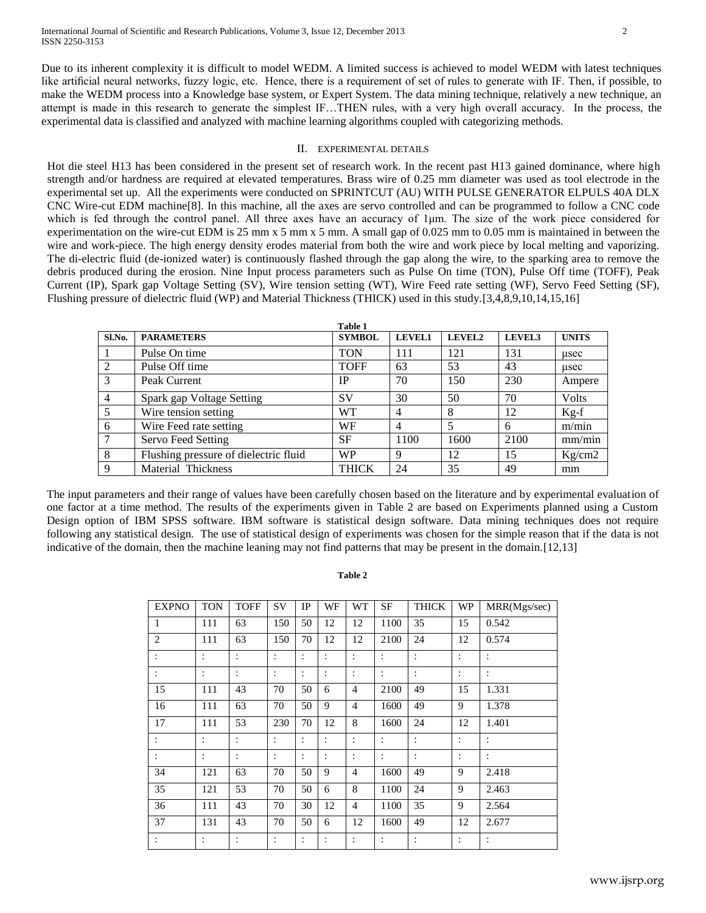Due to its inherent complexity it is difficult to model WEDM. A limited success is achieved to model WEDM with latest techniques like artificial neural networks, fuzzy logic, etc. Hence, there is a requirement of set of rules to generate with IF. Then, if possible, to make the WEDM process into a Knowledge base system, or Expert System. The data mining technique, relatively a new technique, an attempt is made in this research to generate the simplest IF…THEN rules, with a very high overall accuracy. In the process, the experimental data is classified and analyzed with machine learning algorithms coupled with categorizing methods.

## II. EXPERIMENTAL DETAILS

Hot die steel H13 has been considered in the present set of research work. In the recent past H13 gained dominance, where high strength and/or hardness are required at elevated temperatures. Brass wire of 0.25 mm diameter was used as tool electrode in the experimental set up. All the experiments were conducted on SPRINTCUT (AU) WITH PULSE GENERATOR ELPULS 40A DLX CNC Wire-cut EDM machine[8]. In this machine, all the axes are servo controlled and can be programmed to follow a CNC code which is fed through the control panel. All three axes have an accuracy of 1μm. The size of the work piece considered for experimentation on the wire-cut EDM is 25 mm x 5 mm x 5 mm. A small gap of 0.025 mm to 0.05 mm is maintained in between the wire and work-piece. The high energy density erodes material from both the wire and work piece by local melting and vaporizing. The di-electric fluid (de-ionized water) is continuously flashed through the gap along the wire, to the sparking area to remove the debris produced during the erosion. Nine Input process parameters such as Pulse On time (TON), Pulse Off time (TOFF), Peak Current (IP), Spark gap Voltage Setting (SV), Wire tension setting (WT), Wire Feed rate setting (WF), Servo Feed Setting (SF), Flushing pressure of dielectric fluid (WP) and Material Thickness (THICK) used in this study.[3,4,8,9,10,14,15,16]

**Table 1**

| Sl.No. | PARAMETERS | SYMBOL | LEVEL1 | LEVEL2 | LEVEL3 | UNITS |
|---|---|---|---|---|---|---|
| 1 | Pulse On time | TON | 111 | 121 | 131 | μsec |
| 2 | Pulse Off time | TOFF | 63 | 53 | 43 | μsec |
| 3 | Peak Current | IP | 70 | 150 | 230 | Ampere |
| 4 | Spark gap Voltage Setting | SV | 30 | 50 | 70 | Volts |
| 5 | Wire tension setting | WT | 4 | 8 | 12 | Kg-f |
| 6 | Wire Feed rate setting | WF | 4 | 5 | 6 | m/min |
| 7 | Servo Feed Setting | SF | 1100 | 1600 | 2100 | mm/min |
| 8 | Flushing pressure of dielectric fluid | WP | 9 | 12 | 15 | Kg/cm2 |
| 9 | Material Thickness | THICK | 24 | 35 | 49 | mm |

The input parameters and their range of values have been carefully chosen based on the literature and by experimental evaluation of one factor at a time method. The results of the experiments given in Table 2 are based on Experiments planned using a Custom Design option of IBM SPSS software. IBM software is statistical design software. Data mining techniques does not require following any statistical design. The use of statistical design of experiments was chosen for the simple reason that if the data is not indicative of the domain, then the machine leaning may not find patterns that may be present in the domain.[12,13]

**Table 2**

| EXPNO | TON | TOFF | SV | IP | WF | WT | SF | THICK | WP | MRR(Mgs/sec) |
|---|---|---|---|---|---|---|---|---|---|---|
| 1 | 111 | 63 | 150 | 50 | 12 | 12 | 1100 | 35 | 15 | 0.542 |
| 2 | 111 | 63 | 150 | 70 | 12 | 12 | 2100 | 24 | 12 | 0.574 |
| : | : | : | : | : | : | : | : | : | : | : |
| : | : | : | : | : | : | : | : | : | : | : |
| 15 | 111 | 43 | 70 | 50 | 6 | 4 | 2100 | 49 | 15 | 1.331 |
| 16 | 111 | 63 | 70 | 50 | 9 | 4 | 1600 | 49 | 9 | 1.378 |
| 17 | 111 | 53 | 230 | 70 | 12 | 8 | 1600 | 24 | 12 | 1.401 |
| : | : | : | : | : | : | : | : | : | : | : |
| : | : | : | : | : | : | : | : | : | : | : |
| 34 | 121 | 63 | 70 | 50 | 9 | 4 | 1600 | 49 | 9 | 2.418 |
| 35 | 121 | 53 | 70 | 50 | 6 | 8 | 1100 | 24 | 9 | 2.463 |
| 36 | 111 | 43 | 70 | 30 | 12 | 4 | 1100 | 35 | 9 | 2.564 |
| 37 | 131 | 43 | 70 | 50 | 6 | 12 | 1600 | 49 | 12 | 2.677 |
| : | : | : | : | : | : | : | : | : | : | : |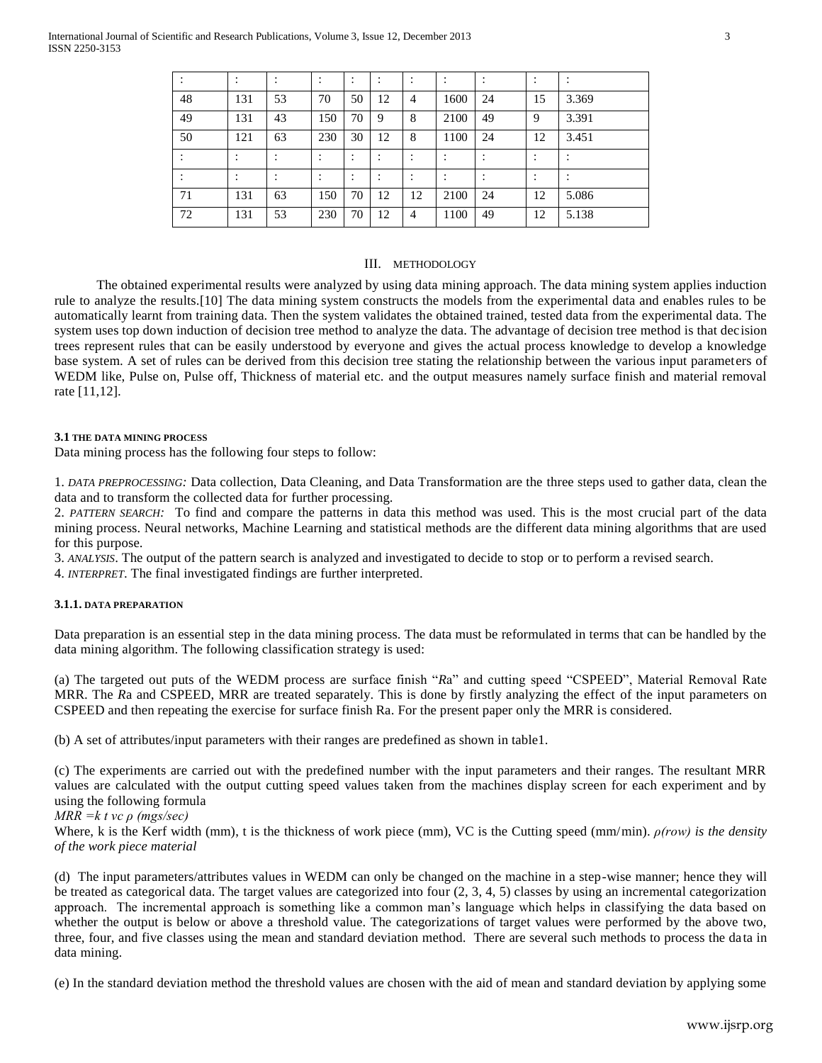| : | : | : | : | : | : | : | : | : | : | : |
|---|---|---|---|---|---|---|---|---|---|---|
| 48 | 131 | 53 | 70 | 50 | 12 | 4 | 1600 | 24 | 15 | 3.369 |
| 49 | 131 | 43 | 150 | 70 | 9 | 8 | 2100 | 49 | 9 | 3.391 |
| 50 | 121 | 63 | 230 | 30 | 12 | 8 | 1100 | 24 | 12 | 3.451 |
| : | : | : | : | : | : | : | : | : | : | : |
| : | : | : | : | : | : | : | : | : | : | : |
| 71 | 131 | 63 | 150 | 70 | 12 | 12 | 2100 | 24 | 12 | 5.086 |
| 72 | 131 | 53 | 230 | 70 | 12 | 4 | 1100 | 49 | 12 | 5.138 |

## III. METHODOLOGY

The obtained experimental results were analyzed by using data mining approach. The data mining system applies induction rule to analyze the results.[10] The data mining system constructs the models from the experimental data and enables rules to be automatically learnt from training data. Then the system validates the obtained trained, tested data from the experimental data. The system uses top down induction of decision tree method to analyze the data. The advantage of decision tree method is that decision trees represent rules that can be easily understood by everyone and gives the actual process knowledge to develop a knowledge base system. A set of rules can be derived from this decision tree stating the relationship between the various input parameters of WEDM like, Pulse on, Pulse off, Thickness of material etc. and the output measures namely surface finish and material removal rate [11,12].

### 3.1 THE DATA MINING PROCESS

Data mining process has the following four steps to follow:

1. *DATA PREPROCESSING:* Data collection, Data Cleaning, and Data Transformation are the three steps used to gather data, clean the data and to transform the collected data for further processing.
2. *PATTERN SEARCH:* To find and compare the patterns in data this method was used. This is the most crucial part of the data mining process. Neural networks, Machine Learning and statistical methods are the different data mining algorithms that are used for this purpose.
3. *ANALYSIS*. The output of the pattern search is analyzed and investigated to decide to stop or to perform a revised search.
4. *INTERPRET*. The final investigated findings are further interpreted.

#### 3.1.1. DATA PREPARATION

Data preparation is an essential step in the data mining process. The data must be reformulated in terms that can be handled by the data mining algorithm. The following classification strategy is used:

(a) The targeted out puts of the WEDM process are surface finish "*R*a" and cutting speed "CSPEED", Material Removal Rate MRR. The *R*a and CSPEED, MRR are treated separately. This is done by firstly analyzing the effect of the input parameters on CSPEED and then repeating the exercise for surface finish Ra. For the present paper only the MRR is considered.

(b) A set of attributes/input parameters with their ranges are predefined as shown in table1.

(c) The experiments are carried out with the predefined number with the input parameters and their ranges. The resultant MRR values are calculated with the output cutting speed values taken from the machines display screen for each experiment and by using the following formula

$MRR = k\ t\ vc\ \rho$ *(mgs/sec)*

Where, k is the Kerf width (mm), t is the thickness of work piece (mm), VC is the Cutting speed (mm/min). *ρ(row) is the density of the work piece material*

(d) The input parameters/attributes values in WEDM can only be changed on the machine in a step-wise manner; hence they will be treated as categorical data. The target values are categorized into four (2, 3, 4, 5) classes by using an incremental categorization approach. The incremental approach is something like a common man's language which helps in classifying the data based on whether the output is below or above a threshold value. The categorizations of target values were performed by the above two, three, four, and five classes using the mean and standard deviation method. There are several such methods to process the data in data mining.

(e) In the standard deviation method the threshold values are chosen with the aid of mean and standard deviation by applying some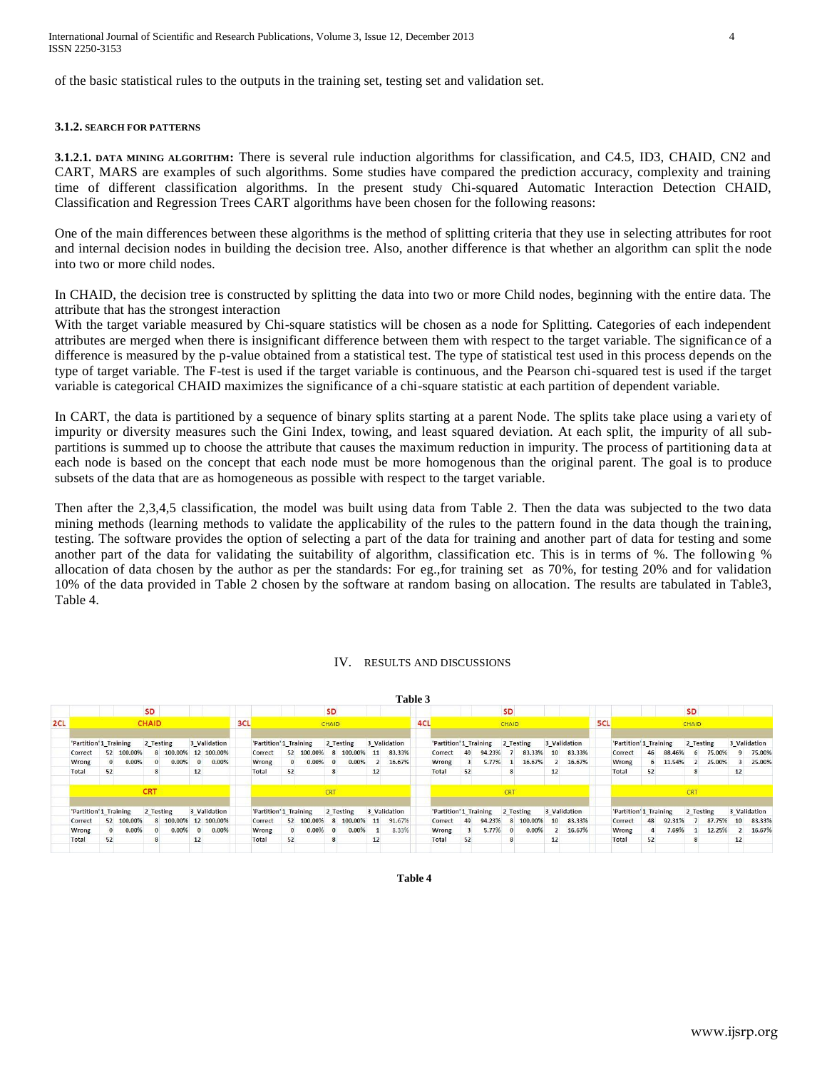of the basic statistical rules to the outputs in the training set, testing set and validation set.

### 3.1.2. SEARCH FOR PATTERNS

**3.1.2.1. DATA MINING ALGORITHM:** There is several rule induction algorithms for classification, and C4.5, ID3, CHAID, CN2 and CART, MARS are examples of such algorithms. Some studies have compared the prediction accuracy, complexity and training time of different classification algorithms. In the present study Chi-squared Automatic Interaction Detection CHAID, Classification and Regression Trees CART algorithms have been chosen for the following reasons:

One of the main differences between these algorithms is the method of splitting criteria that they use in selecting attributes for root and internal decision nodes in building the decision tree. Also, another difference is that whether an algorithm can split the node into two or more child nodes.

In CHAID, the decision tree is constructed by splitting the data into two or more Child nodes, beginning with the entire data. The attribute that has the strongest interaction
With the target variable measured by Chi-square statistics will be chosen as a node for Splitting. Categories of each independent attributes are merged when there is insignificant difference between them with respect to the target variable. The significance of a difference is measured by the p-value obtained from a statistical test. The type of statistical test used in this process depends on the type of target variable. The F-test is used if the target variable is continuous, and the Pearson chi-squared test is used if the target variable is categorical CHAID maximizes the significance of a chi-square statistic at each partition of dependent variable.

In CART, the data is partitioned by a sequence of binary splits starting at a parent Node. The splits take place using a variety of impurity or diversity measures such the Gini Index, towing, and least squared deviation. At each split, the impurity of all sub-partitions is summed up to choose the attribute that causes the maximum reduction in impurity. The process of partitioning data at each node is based on the concept that each node must be more homogenous than the original parent. The goal is to produce subsets of the data that are as homogeneous as possible with respect to the target variable.

Then after the 2,3,4,5 classification, the model was built using data from Table 2. Then the data was subjected to the two data mining methods (learning methods to validate the applicability of the rules to the pattern found in the data though the training, testing. The software provides the option of selecting a part of the data for training and another part of data for testing and some another part of the data for validating the suitability of algorithm, classification etc. This is in terms of %. The following % allocation of data chosen by the author as per the standards: For eg.,for training set as 70%, for testing 20% and for validation 10% of the data provided in Table 2 chosen by the software at random basing on allocation. The results are tabulated in Table3, Table 4.

## IV. RESULTS AND DISCUSSIONS

**Table 3**

SD

**2CL – CHAID**

| 'Partition' | 1_Training | | 2_Testing | | 3_Validation | |
|---|---|---|---|---|---|---|
| Correct | 52 | 100.00% | 8 | 100.00% | 12 | 100.00% |
| Wrong | 0 | 0.00% | 0 | 0.00% | 0 | 0.00% |
| Total | 52 | | 8 | | 12 | |

**2CL – CRT**

| 'Partition' | 1_Training | | 2_Testing | | 3_Validation | |
|---|---|---|---|---|---|---|
| Correct | 52 | 100.00% | 8 | 100.00% | 12 | 100.00% |
| Wrong | 0 | 0.00% | 0 | 0.00% | 0 | 0.00% |
| Total | 52 | | 8 | | 12 | |

**3CL – CHAID**

| 'Partition' | 1_Training | | 2_Testing | | 3_Validation | |
|---|---|---|---|---|---|---|
| Correct | 52 | 100.00% | 8 | 100.00% | 11 | 83.33% |
| Wrong | 0 | 0.00% | 0 | 0.00% | 2 | 16.67% |
| Total | 52 | | 8 | | 12 | |

**3CL – CRT**

| 'Partition' | 1_Training | | 2_Testing | | 3_Validation | |
|---|---|---|---|---|---|---|
| Correct | 52 | 100.00% | 8 | 100.00% | 11 | 91.67% |
| Wrong | 0 | 0.00% | 0 | 0.00% | 1 | 8.33% |
| Total | 52 | | 8 | | 12 | |

**4CL – CHAID**

| 'Partition' | 1_Training | | 2_Testing | | 3_Validation | |
|---|---|---|---|---|---|---|
| Correct | 49 | 94.23% | 7 | 83.33% | 10 | 83.33% |
| Wrong | 3 | 5.77% | 1 | 16.67% | 2 | 16.67% |
| Total | 52 | | 8 | | 12 | |

**4CL – CRT**

| 'Partition' | 1_Training | | 2_Testing | | 3_Validation | |
|---|---|---|---|---|---|---|
| Correct | 49 | 94.23% | 8 | 100.00% | 10 | 83.33% |
| Wrong | 3 | 5.77% | 0 | 0.00% | 2 | 16.67% |
| Total | 52 | | 8 | | 12 | |

**5CL – CHAID**

| 'Partition' | 1_Training | | 2_Testing | | 3_Validation | |
|---|---|---|---|---|---|---|
| Correct | 46 | 88.46% | 6 | 75.00% | 9 | 75.00% |
| Wrong | 6 | 11.54% | 2 | 25.00% | 3 | 25.00% |
| Total | 52 | | 8 | | 12 | |

**5CL – CRT**

| 'Partition' | 1_Training | | 2_Testing | | 3_Validation | |
|---|---|---|---|---|---|---|
| Correct | 48 | 92.31% | 7 | 87.75% | 10 | 83.33% |
| Wrong | 4 | 7.69% | 1 | 12.25% | 2 | 16.67% |
| Total | 52 | | 8 | | 12 | |

**Table 4**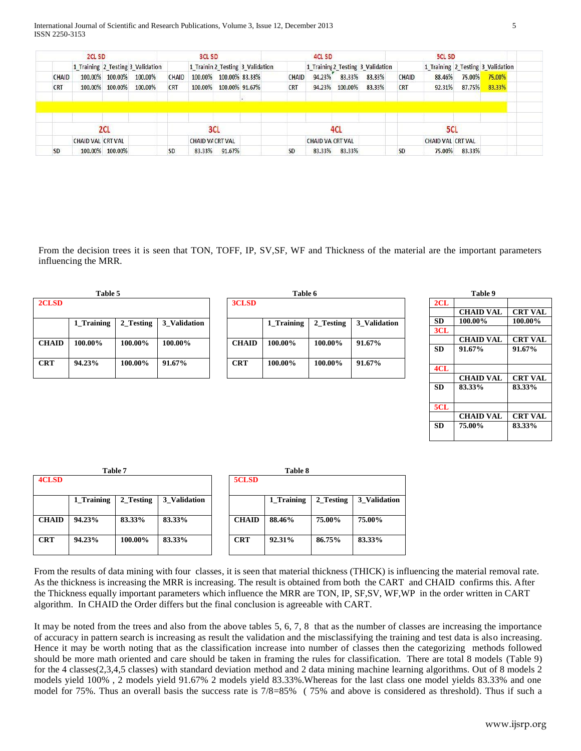| | 2CL SD | | | | 3CL SD | | | | 4CL SD | | | | 5CL SD | | |
|---|---|---|---|---|---|---|---|---|---|---|---|---|---|---|---|
| | 1_Training | 2_Testing | 3_Validation | | 1_Trainin | 2_Testing | 3_Validation | | 1_Training | 2_Testing | 3_Validation | | 1_Training | 2_Testing | 3_Validation |
| CHAID | 100.00% | 100.00% | 100.00% | CHAID | 100.00% | 100.00% | 83.33% | CHAID | 94.23% | 83.33% | 83.33% | CHAID | 88.46% | 75.00% | 75.00% |
| CRT | 100.00% | 100.00% | 100.00% | CRT | 100.00% | 100.00% | 91.67% | CRT | 94.23% | 100.00% | 83.33% | CRT | 92.31% | 87.75% | 83.33% |

| | 2CL | | | 3CL | | | 4CL | | | 5CL | |
|---|---|---|---|---|---|---|---|---|---|---|---|
| | CHAID VAL | CRT VAL | | CHAID VA | CRT VAL | | CHAID VA | CRT VAL | | CHAID VAL | CRT VAL |
| SD | 100.00% | 100.00% | SD | 83.33% | 91.67% | SD | 83.33% | 83.33% | SD | 75.00% | 83.33% |

From the decision trees it is seen that TON, TOFF, IP, SV,SF, WF and Thickness of the material are the important parameters influencing the MRR.

**Table 5**

| 2CLSD | | | |
|---|---|---|---|
| | 1_Training | 2_Testing | 3_Validation |
| CHAID | 100.00% | 100.00% | 100.00% |
| CRT | 94.23% | 100.00% | 91.67% |

**Table 6**

| 3CLSD | | | |
|---|---|---|---|
| | 1_Training | 2_Testing | 3_Validation |
| CHAID | 100.00% | 100.00% | 91.67% |
| CRT | 100.00% | 100.00% | 91.67% |

**Table 9**

| 2CL | | |
|---|---|---|
| | CHAID VAL | CRT VAL |
| SD | 100.00% | 100.00% |
| 3CL | | |
| | CHAID VAL | CRT VAL |
| SD | 91.67% | 91.67% |
| 4CL | | |
| | CHAID VAL | CRT VAL |
| SD | 83.33% | 83.33% |
| 5CL | | |
| | CHAID VAL | CRT VAL |
| SD | 75.00% | 83.33% |

**Table 7**

| 4CLSD | | | |
|---|---|---|---|
| | 1_Training | 2_Testing | 3_Validation |
| CHAID | 94.23% | 83.33% | 83.33% |
| CRT | 94.23% | 100.00% | 83.33% |

**Table 8**

| 5CLSD | | | |
|---|---|---|---|
| | 1_Training | 2_Testing | 3_Validation |
| CHAID | 88.46% | 75.00% | 75.00% |
| CRT | 92.31% | 86.75% | 83.33% |

From the results of data mining with four classes, it is seen that material thickness (THICK) is influencing the material removal rate. As the thickness is increasing the MRR is increasing. The result is obtained from both the CART and CHAID confirms this. After the Thickness equally important parameters which influence the MRR are TON, IP, SF,SV, WF,WP in the order written in CART algorithm. In CHAID the Order differs but the final conclusion is agreeable with CART.

It may be noted from the trees and also from the above tables 5, 6, 7, 8 that as the number of classes are increasing the importance of accuracy in pattern search is increasing as result the validation and the misclassifying the training and test data is also increasing. Hence it may be worth noting that as the classification increase into number of classes then the categorizing methods followed should be more math oriented and care should be taken in framing the rules for classification. There are total 8 models (Table 9) for the 4 classes(2,3,4,5 classes) with standard deviation method and 2 data mining machine learning algorithms. Out of 8 models 2 models yield 100% , 2 models yield 91.67% 2 models yield 83.33%.Whereas for the last class one model yields 83.33% and one model for 75%. Thus an overall basis the success rate is 7/8=85% ( 75% and above is considered as threshold). Thus if such a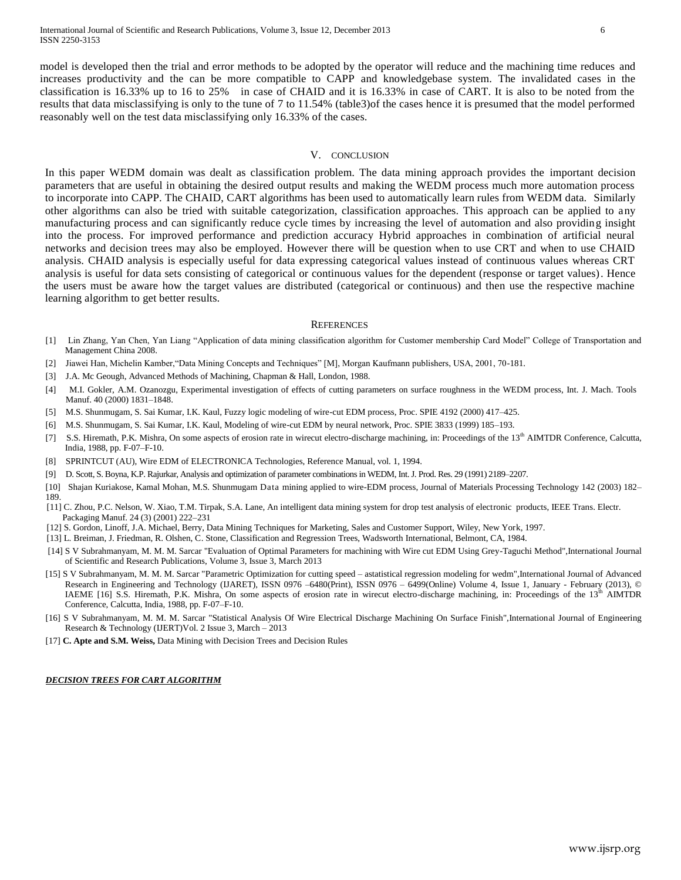model is developed then the trial and error methods to be adopted by the operator will reduce and the machining time reduces and increases productivity and the can be more compatible to CAPP and knowledgebase system. The invalidated cases in the classification is 16.33% up to 16 to 25% in case of CHAID and it is 16.33% in case of CART. It is also to be noted from the results that data misclassifying is only to the tune of 7 to 11.54% (table3)of the cases hence it is presumed that the model performed reasonably well on the test data misclassifying only 16.33% of the cases.

## V. CONCLUSION

In this paper WEDM domain was dealt as classification problem. The data mining approach provides the important decision parameters that are useful in obtaining the desired output results and making the WEDM process much more automation process to incorporate into CAPP. The CHAID, CART algorithms has been used to automatically learn rules from WEDM data. Similarly other algorithms can also be tried with suitable categorization, classification approaches. This approach can be applied to any manufacturing process and can significantly reduce cycle times by increasing the level of automation and also providing insight into the process. For improved performance and prediction accuracy Hybrid approaches in combination of artificial neural networks and decision trees may also be employed. However there will be question when to use CRT and when to use CHAID analysis. CHAID analysis is especially useful for data expressing categorical values instead of continuous values whereas CRT analysis is useful for data sets consisting of categorical or continuous values for the dependent (response or target values). Hence the users must be aware how the target values are distributed (categorical or continuous) and then use the respective machine learning algorithm to get better results.

## REFERENCES

[1] Lin Zhang, Yan Chen, Yan Liang "Application of data mining classification algorithm for Customer membership Card Model" College of Transportation and Management China 2008.

[2] Jiawei Han, Michelin Kamber,"Data Mining Concepts and Techniques" [M], Morgan Kaufmann publishers, USA, 2001, 70-181.

[3] J.A. Mc Geough, Advanced Methods of Machining, Chapman & Hall, London, 1988.

[4] M.I. Gokler, A.M. Ozanozgu, Experimental investigation of effects of cutting parameters on surface roughness in the WEDM process, Int. J. Mach. Tools Manuf. 40 (2000) 1831–1848.

[5] M.S. Shunmugam, S. Sai Kumar, I.K. Kaul, Fuzzy logic modeling of wire-cut EDM process, Proc. SPIE 4192 (2000) 417–425.

[6] M.S. Shunmugam, S. Sai Kumar, I.K. Kaul, Modeling of wire-cut EDM by neural network, Proc. SPIE 3833 (1999) 185–193.

[7] S.S. Hiremath, P.K. Mishra, On some aspects of erosion rate in wirecut electro-discharge machining, in: Proceedings of the 13th AIMTDR Conference, Calcutta, India, 1988, pp. F-07–F-10.

[8] SPRINTCUT (AU), Wire EDM of ELECTRONICA Technologies, Reference Manual, vol. 1, 1994.

[9] D. Scott, S. Boyna, K.P. Rajurkar, Analysis and optimization of parameter combinations in WEDM, Int. J. Prod. Res. 29 (1991) 2189–2207.

[10] Shajan Kuriakose, Kamal Mohan, M.S. Shunmugam Data mining applied to wire-EDM process, Journal of Materials Processing Technology 142 (2003) 182–189.

[11] C. Zhou, P.C. Nelson, W. Xiao, T.M. Tirpak, S.A. Lane, An intelligent data mining system for drop test analysis of electronic products, IEEE Trans. Electr. Packaging Manuf. 24 (3) (2001) 222–231

[12] S. Gordon, Linoff, J.A. Michael, Berry, Data Mining Techniques for Marketing, Sales and Customer Support, Wiley, New York, 1997.

[13] L. Breiman, J. Friedman, R. Olshen, C. Stone, Classification and Regression Trees, Wadsworth International, Belmont, CA, 1984.

[14] S V Subrahmanyam, M. M. M. Sarcar "Evaluation of Optimal Parameters for machining with Wire cut EDM Using Grey-Taguchi Method",International Journal of Scientific and Research Publications, Volume 3, Issue 3, March 2013

[15] S V Subrahmanyam, M. M. M. Sarcar "Parametric Optimization for cutting speed – astatistical regression modeling for wedm",International Journal of Advanced Research in Engineering and Technology (IJARET), ISSN 0976 –6480(Print), ISSN 0976 – 6499(Online) Volume 4, Issue 1, January - February (2013), © IAEME [16] S.S. Hiremath, P.K. Mishra, On some aspects of erosion rate in wirecut electro-discharge machining, in: Proceedings of the 13th AIMTDR Conference, Calcutta, India, 1988, pp. F-07–F-10.

[16] S V Subrahmanyam, M. M. M. Sarcar "Statistical Analysis Of Wire Electrical Discharge Machining On Surface Finish",International Journal of Engineering Research & Technology (IJERT)Vol. 2 Issue 3, March – 2013

[17] **C. Apte and S.M. Weiss,** Data Mining with Decision Trees and Decision Rules

***DECISION TREES FOR CART ALGORITHM***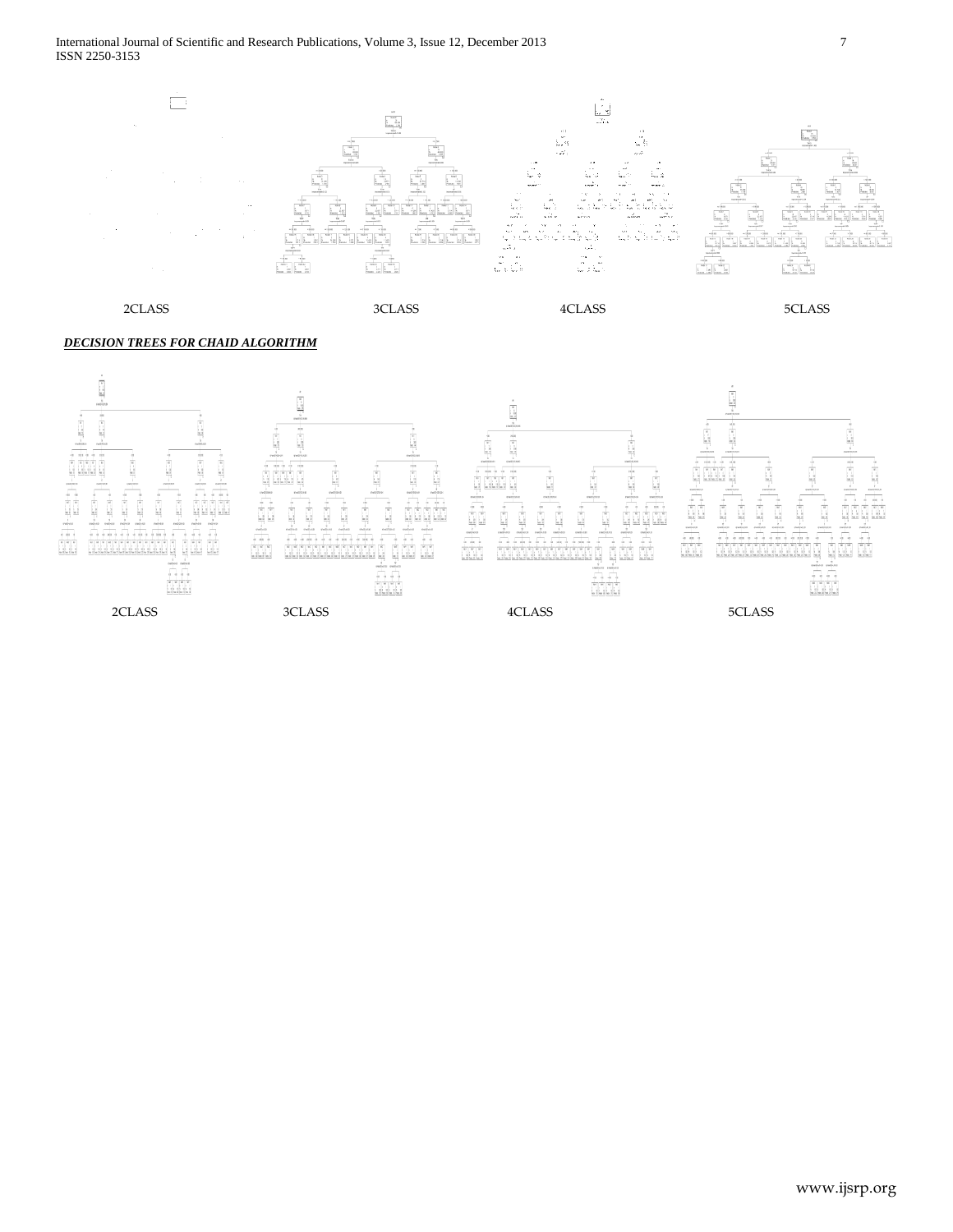2CLASS 3CLASS 4CLASS 5CLASS

***DECISION TREES FOR CHAID ALGORITHM***

2CLASS 3CLASS 4CLASS 5CLASS